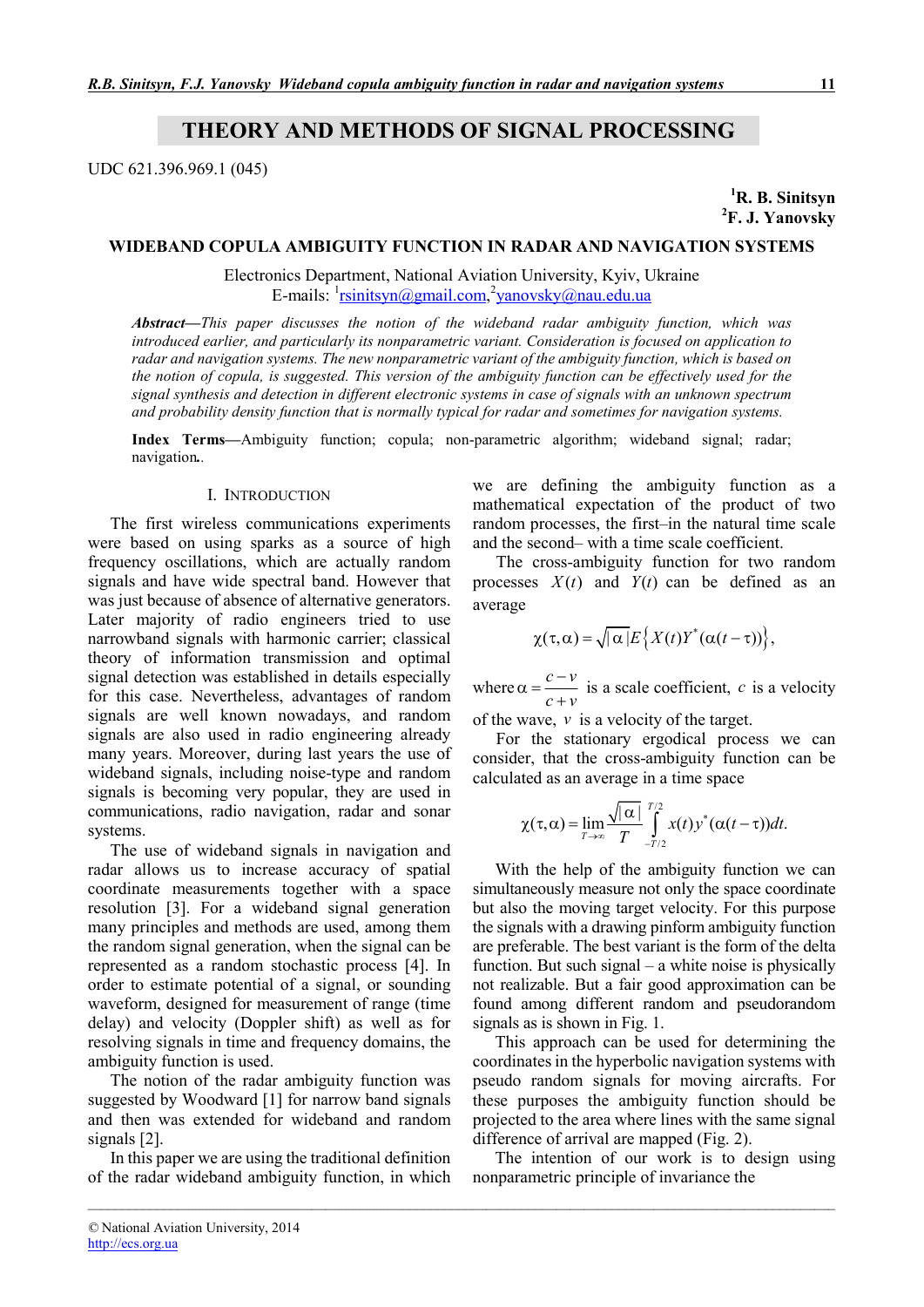# THEORY AND METHODS OF SIGNAL PROCESSING

UDC 621.396.969.1 (045)

**[1]R. B. Sinitsyn**
**[2]F. J. Yanovsky**

## WIDEBAND COPULA AMBIGUITY FUNCTION IN RADAR AND NAVIGATION SYSTEMS

Electronics Department, National Aviation University, Kyiv, Ukraine
E-mails: [1]rsinitsyn@gmail.com,[2]yanovsky@nau.edu.ua

***Abstract*—*This paper discusses the notion of the wideband radar ambiguity function, which was introduced earlier, and particularly its nonparametric variant. Consideration is focused on application to radar and navigation systems. The new nonparametric variant of the ambiguity function, which is based on the notion of copula, is suggested. This version of the ambiguity function can be effectively used for the signal synthesis and detection in different electronic systems in case of signals with an unknown spectrum and probability density function that is normally typical for radar and sometimes for navigation systems.***

**Index Terms**—Ambiguity function; copula; non-parametric algorithm; wideband signal; radar; navigation..

### I. Introduction

The first wireless communications experiments were based on using sparks as a source of high frequency oscillations, which are actually random signals and have wide spectral band. However that was just because of absence of alternative generators. Later majority of radio engineers tried to use narrowband signals with harmonic carrier; classical theory of information transmission and optimal signal detection was established in details especially for this case. Nevertheless, advantages of random signals are well known nowadays, and random signals are also used in radio engineering already many years. Moreover, during last years the use of wideband signals, including noise-type and random signals is becoming very popular, they are used in communications, radio navigation, radar and sonar systems.

The use of wideband signals in navigation and radar allows us to increase accuracy of spatial coordinate measurements together with a space resolution [3]. For a wideband signal generation many principles and methods are used, among them the random signal generation, when the signal can be represented as a random stochastic process [4]. In order to estimate potential of a signal, or sounding waveform, designed for measurement of range (time delay) and velocity (Doppler shift) as well as for resolving signals in time and frequency domains, the ambiguity function is used.

The notion of the radar ambiguity function was suggested by Woodward [1] for narrow band signals and then was extended for wideband and random signals [2].

In this paper we are using the traditional definition of the radar wideband ambiguity function, in which we are defining the ambiguity function as a mathematical expectation of the product of two random processes, the first–in the natural time scale and the second– with a time scale coefficient.

The cross-ambiguity function for two random processes $X(t)$ and $Y(t)$ can be defined as an average

$$\chi(\tau,\alpha)=\sqrt{|\alpha|}E\left\{X(t)Y^{*}(\alpha(t-\tau))\right\},$$

where $\alpha=\dfrac{c-v}{c+v}$ is a scale coefficient, $c$ is a velocity of the wave, $v$ is a velocity of the target.

For the stationary ergodical process we can consider, that the cross-ambiguity function can be calculated as an average in a time space

$$\chi(\tau,\alpha)=\lim_{T\to\infty}\frac{\sqrt{|\alpha|}}{T}\int_{-T/2}^{T/2}x(t)y^{*}(\alpha(t-\tau))dt.$$

With the help of the ambiguity function we can simultaneously measure not only the space coordinate but also the moving target velocity. For this purpose the signals with a drawing pinform ambiguity function are preferable. The best variant is the form of the delta function. But such signal – a white noise is physically not realizable. But a fair good approximation can be found among different random and pseudorandom signals as is shown in Fig. 1.

This approach can be used for determining the coordinates in the hyperbolic navigation systems with pseudo random signals for moving aircrafts. For these purposes the ambiguity function should be projected to the area where lines with the same signal difference of arrival are mapped (Fig. 2).

The intention of our work is to design using nonparametric principle of invariance the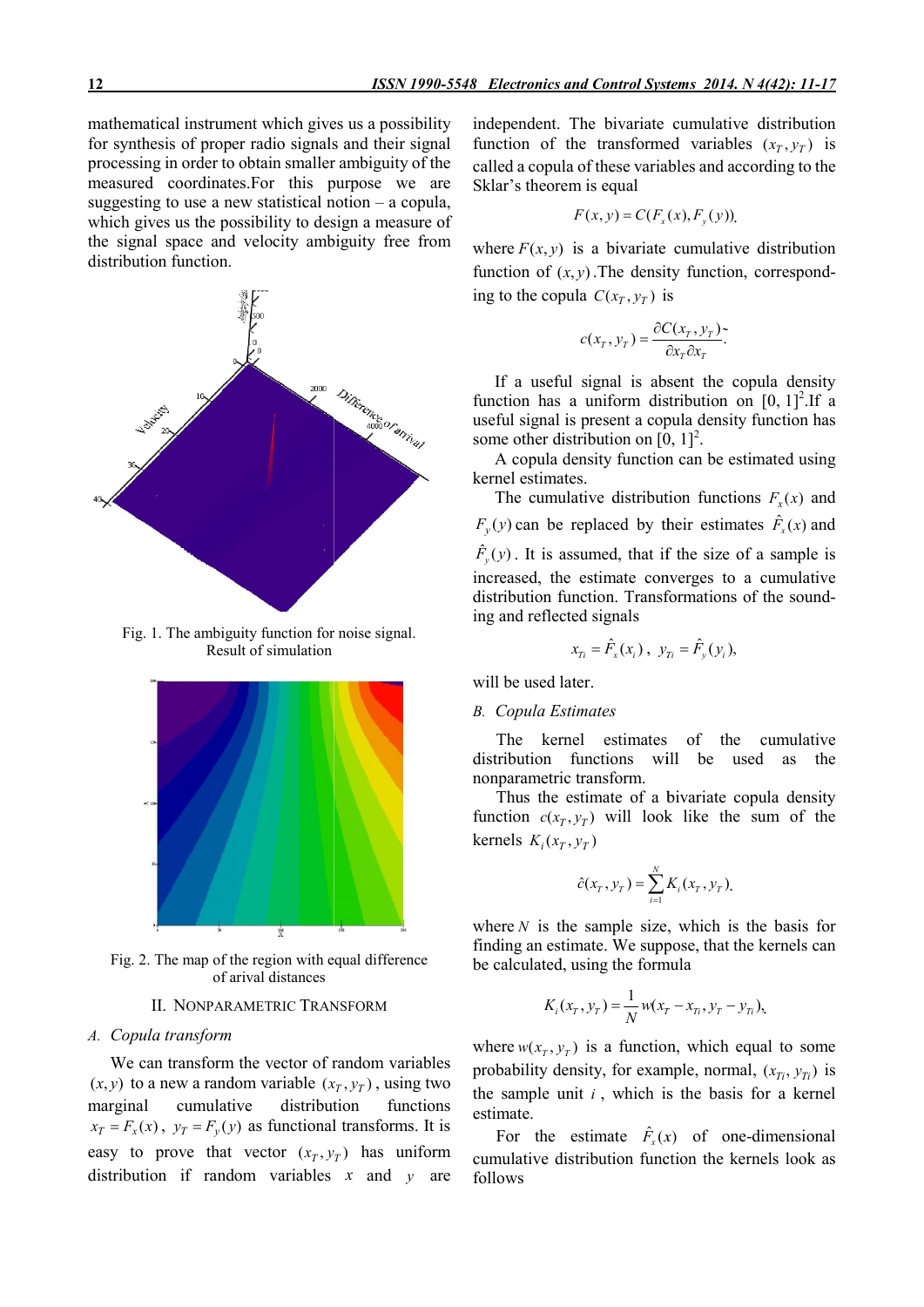mathematical instrument which gives us a possibility for synthesis of proper radio signals and their signal processing in order to obtain smaller ambiguity of the measured coordinates.For this purpose we are suggesting to use a new statistical notion – a copula, which gives us the possibility to design a measure of the signal space and velocity ambiguity free from distribution function.

Fig. 1. The ambiguity function for noise signal. Result of simulation

Fig. 2. The map of the region with equal difference of arival distances

## II. Nonparametric Transform

### A. Copula transform

We can transform the vector of random variables $(x, y)$ to a new a random variable $(x_T, y_T)$, using two marginal cumulative distribution functions $x_T = F_x(x)$, $y_T = F_y(y)$ as functional transforms. It is easy to prove that vector $(x_T, y_T)$ has uniform distribution if random variables $x$ and $y$ are independent. The bivariate cumulative distribution function of the transformed variables $(x_T, y_T)$ is called a copula of these variables and according to the Sklar's theorem is equal

$$F(x, y) = C(F_x(x), F_y(y)),$$

where $F(x, y)$ is a bivariate cumulative distribution function of $(x, y)$.The density function, corresponding to the copula $C(x_T, y_T)$ is

$$c(x_T, y_T) = \frac{\partial C(x_T, y_T)}{\partial x_T \partial x_T}.$$

If a useful signal is absent the copula density function has a uniform distribution on $[0, 1]^2$.If a useful signal is present a copula density function has some other distribution on $[0, 1]^2$.

A copula density function can be estimated using kernel estimates.

The cumulative distribution functions $F_x(x)$ and $F_y(y)$ can be replaced by their estimates $\hat{F}_x(x)$ and $\hat{F}_y(y)$. It is assumed, that if the size of a sample is increased, the estimate converges to a cumulative distribution function. Transformations of the sounding and reflected signals

$$x_{Ti} = \hat{F}_x(x_i), \quad y_{Ti} = \hat{F}_y(y_i),$$

will be used later.

### B. Copula Estimates

The kernel estimates of the cumulative distribution functions will be used as the nonparametric transform.

Thus the estimate of a bivariate copula density function $c(x_T, y_T)$ will look like the sum of the kernels $K_i(x_T, y_T)$

$$\hat{c}(x_T, y_T) = \sum_{i=1}^{N} K_i(x_T, y_T).$$

where $N$ is the sample size, which is the basis for finding an estimate. We suppose, that the kernels can be calculated, using the formula

$$K_i(x_T, y_T) = \frac{1}{N} w(x_T - x_{Ti}, y_T - y_{Ti}),$$

where $w(x_T, y_T)$ is a function, which equal to some probability density, for example, normal, $(x_{Ti}, y_{Ti})$ is the sample unit $i$, which is the basis for a kernel estimate.

For the estimate $\hat{F}_x(x)$ of one-dimensional cumulative distribution function the kernels look as follows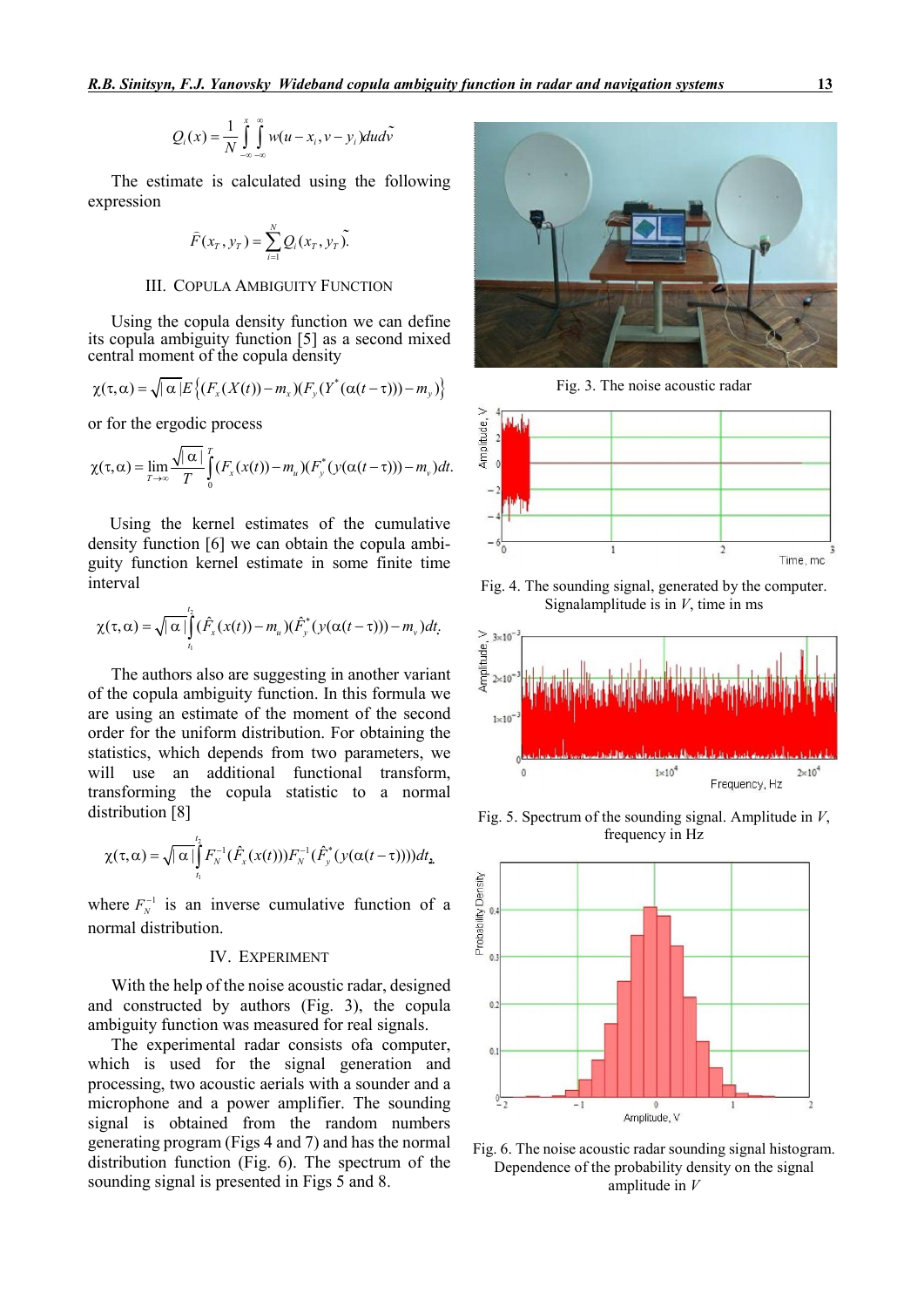$$Q_i(x) = \frac{1}{N}\int\limits_{-\infty}^{x}\int\limits_{-\infty}^{\infty} w(u - x_i, v - y_i)dud\tilde{v}$$

The estimate is calculated using the following expression

$$\bar{F}(x_T, y_T) = \sum_{i=1}^{N} Q_i(x_T, y_T\tilde{)}.$$

## III. Copula Ambiguity Function

Using the copula density function we can define its copula ambiguity function [5] as a second mixed central moment of the copula density

$$\chi(\tau,\alpha) = \sqrt{|\alpha|}E\left\{(F_x(X(t)) - m_x)(F_y(Y^*(\alpha(t-\tau))) - m_y)\right\}$$

or for the ergodic process

$$\chi(\tau,\alpha) = \lim_{T\to\infty}\frac{\sqrt{|\alpha|}}{T}\int\limits_0^T (F_x(x(t)) - m_u)(F_y^*(y(\alpha(t-\tau))) - m_y)dt.$$

Using the kernel estimates of the cumulative density function [6] we can obtain the copula ambiguity function kernel estimate in some finite time interval

$$\chi(\tau,\alpha) = \sqrt{|\alpha|}\int\limits_{t_1}^{t_2}(\hat{F}_x(x(t)) - m_u)(\hat{F}_y^*(y(\alpha(t-\tau))) - m_y)dt.$$

The authors also are suggesting in another variant of the copula ambiguity function. In this formula we are using an estimate of the moment of the second order for the uniform distribution. For obtaining the statistics, which depends from two parameters, we will use an additional functional transform, transforming the copula statistic to a normal distribution [8]

$$\chi(\tau,\alpha) = \sqrt{|\alpha|}\int\limits_{t_1}^{t_2} F_N^{-1}(\hat{F}_x(x(t)))F_N^{-1}(\hat{F}_y^*(y(\alpha(t-\tau))))dt,$$

where $F_N^{-1}$ is an inverse cumulative function of a normal distribution.

## IV. Experiment

With the help of the noise acoustic radar, designed and constructed by authors (Fig. 3), the copula ambiguity function was measured for real signals.

The experimental radar consists ofa computer, which is used for the signal generation and processing, two acoustic aerials with a sounder and a microphone and a power amplifier. The sounding signal is obtained from the random numbers generating program (Figs 4 and 7) and has the normal distribution function (Fig. 6). The spectrum of the sounding signal is presented in Figs 5 and 8.

Fig. 3. The noise acoustic radar

Fig. 4. The sounding signal, generated by the computer. Signalamplitude is in *V*, time in ms

Fig. 5. Spectrum of the sounding signal. Amplitude in *V*, frequency in Hz

Fig. 6. The noise acoustic radar sounding signal histogram. Dependence of the probability density on the signal amplitude in *V*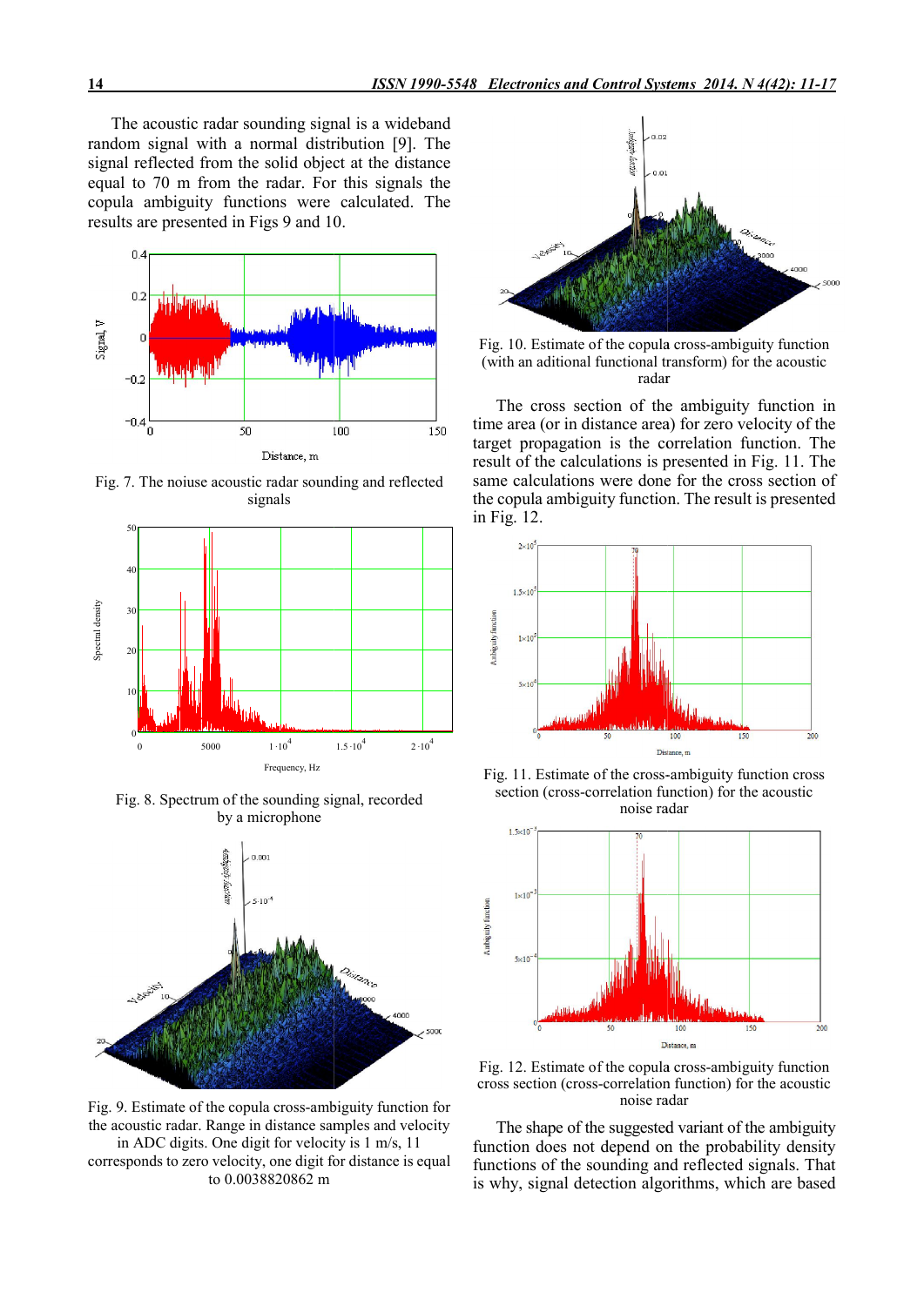The acoustic radar sounding signal is a wideband random signal with a normal distribution [9]. The signal reflected from the solid object at the distance equal to 70 m from the radar. For this signals the copula ambiguity functions were calculated. The results are presented in Figs 9 and 10.

Fig. 7. The noiuse acoustic radar sounding and reflected signals

Fig. 8. Spectrum of the sounding signal, recorded by a microphone

Fig. 9. Estimate of the copula cross-ambiguity function for the acoustic radar. Range in distance samples and velocity in ADC digits. One digit for velocity is 1 m/s, 11 corresponds to zero velocity, one digit for distance is equal to 0.0038820862 m

Fig. 10. Estimate of the copula cross-ambiguity function (with an aditional functional transform) for the acoustic radar

The cross section of the ambiguity function in time area (or in distance area) for zero velocity of the target propagation is the correlation function. The result of the calculations is presented in Fig. 11. The same calculations were done for the cross section of the copula ambiguity function. The result is presented in Fig. 12.

Fig. 11. Estimate of the cross-ambiguity function cross section (cross-correlation function) for the acoustic noise radar

Fig. 12. Estimate of the copula cross-ambiguity function cross section (cross-correlation function) for the acoustic noise radar

The shape of the suggested variant of the ambiguity function does not depend on the probability density functions of the sounding and reflected signals. That is why, signal detection algorithms, which are based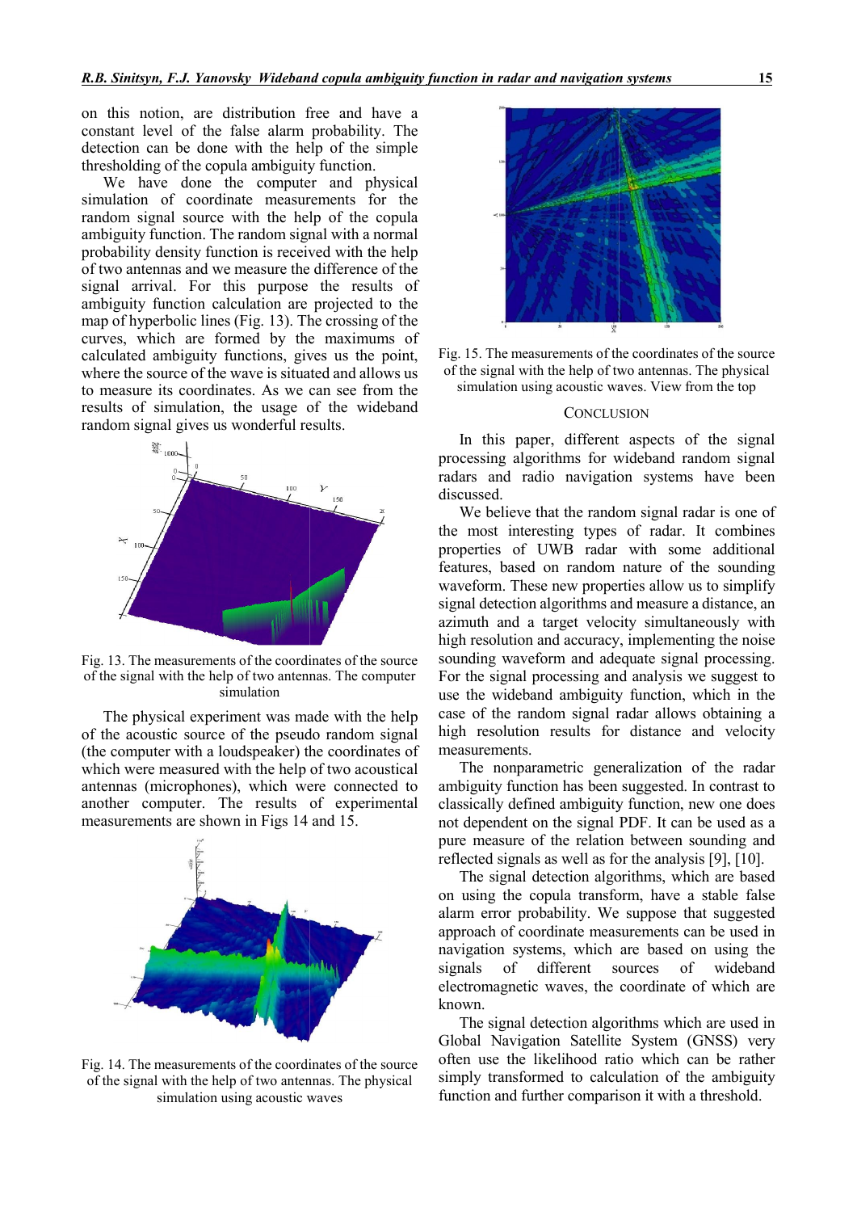on this notion, are distribution free and have a constant level of the false alarm probability. The detection can be done with the help of the simple thresholding of the copula ambiguity function.

We have done the computer and physical simulation of coordinate measurements for the random signal source with the help of the copula ambiguity function. The random signal with a normal probability density function is received with the help of two antennas and we measure the difference of the signal arrival. For this purpose the results of ambiguity function calculation are projected to the map of hyperbolic lines (Fig. 13). The crossing of the curves, which are formed by the maximums of calculated ambiguity functions, gives us the point, where the source of the wave is situated and allows us to measure its coordinates. As we can see from the results of simulation, the usage of the wideband random signal gives us wonderful results.

Fig. 13. The measurements of the coordinates of the source of the signal with the help of two antennas. The computer simulation

The physical experiment was made with the help of the acoustic source of the pseudo random signal (the computer with a loudspeaker) the coordinates of which were measured with the help of two acoustical antennas (microphones), which were connected to another computer. The results of experimental measurements are shown in Figs 14 and 15.

Fig. 14. The measurements of the coordinates of the source of the signal with the help of two antennas. The physical simulation using acoustic waves

Fig. 15. The measurements of the coordinates of the source of the signal with the help of two antennas. The physical simulation using acoustic waves. View from the top

## CONCLUSION

In this paper, different aspects of the signal processing algorithms for wideband random signal radars and radio navigation systems have been discussed.

We believe that the random signal radar is one of the most interesting types of radar. It combines properties of UWB radar with some additional features, based on random nature of the sounding waveform. These new properties allow us to simplify signal detection algorithms and measure a distance, an azimuth and a target velocity simultaneously with high resolution and accuracy, implementing the noise sounding waveform and adequate signal processing. For the signal processing and analysis we suggest to use the wideband ambiguity function, which in the case of the random signal radar allows obtaining a high resolution results for distance and velocity measurements.

The nonparametric generalization of the radar ambiguity function has been suggested. In contrast to classically defined ambiguity function, new one does not dependent on the signal PDF. It can be used as a pure measure of the relation between sounding and reflected signals as well as for the analysis [9], [10].

The signal detection algorithms, which are based on using the copula transform, have a stable false alarm error probability. We suppose that suggested approach of coordinate measurements can be used in navigation systems, which are based on using the signals of different sources of wideband electromagnetic waves, the coordinate of which are known.

The signal detection algorithms which are used in Global Navigation Satellite System (GNSS) very often use the likelihood ratio which can be rather simply transformed to calculation of the ambiguity function and further comparison it with a threshold.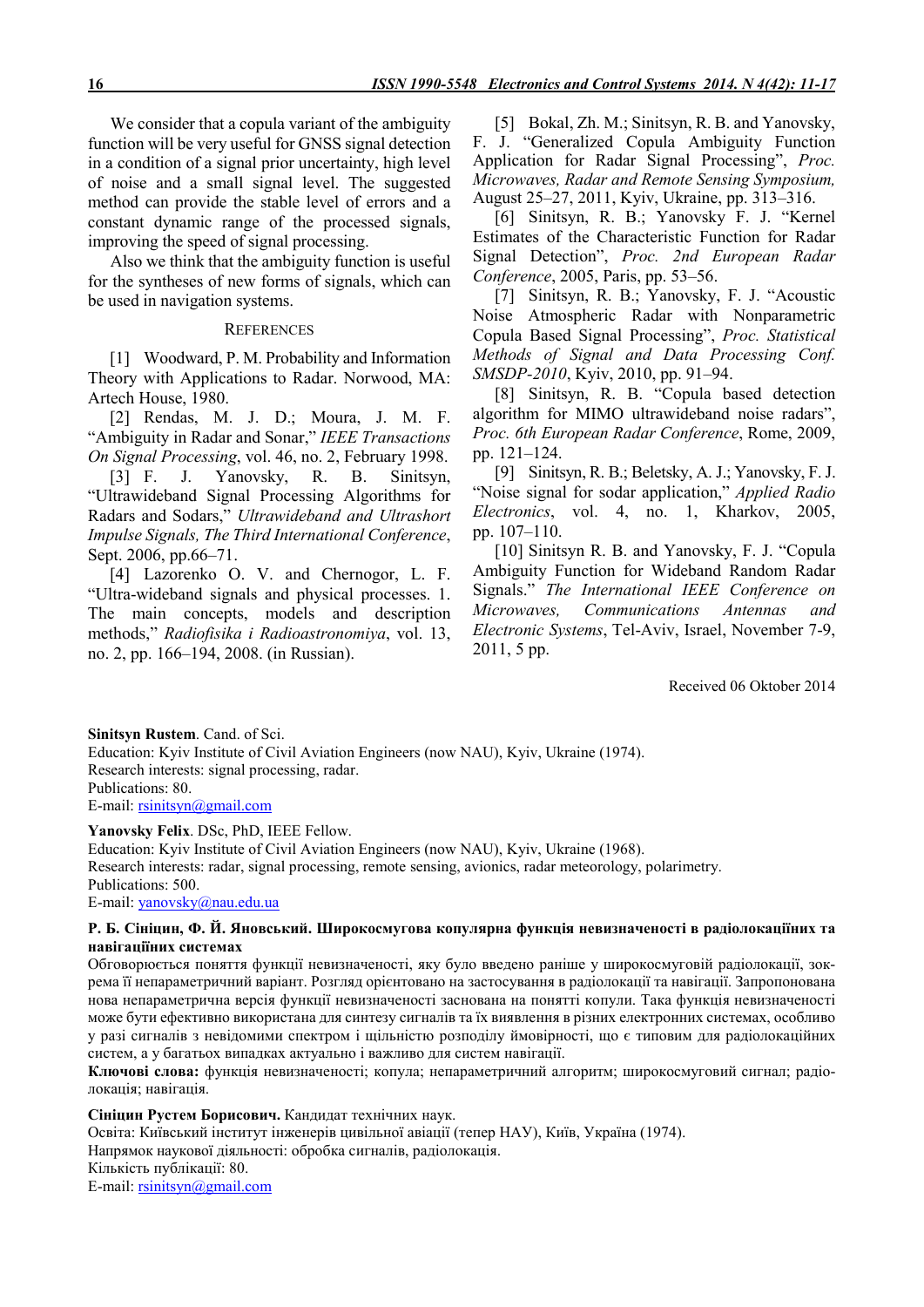We consider that a copula variant of the ambiguity function will be very useful for GNSS signal detection in a condition of a signal prior uncertainty, high level of noise and a small signal level. The suggested method can provide the stable level of errors and a constant dynamic range of the processed signals, improving the speed of signal processing.

Also we think that the ambiguity function is useful for the syntheses of new forms of signals, which can be used in navigation systems.

## REFERENCES

[1] Woodward, P. M. Probability and Information Theory with Applications to Radar. Norwood, MA: Artech House, 1980.

[2] Rendas, M. J. D.; Moura, J. M. F. "Ambiguity in Radar and Sonar," *IEEE Transactions On Signal Processing*, vol. 46, no. 2, February 1998.

[3] F. J. Yanovsky, R. B. Sinitsyn, "Ultrawideband Signal Processing Algorithms for Radars and Sodars," *Ultrawideband and Ultrashort Impulse Signals, The Third International Conference*, Sept. 2006, pp.66–71.

[4] Lazorenko O. V. and Chernogor, L. F. "Ultra-wideband signals and physical processes. 1. The main concepts, models and description methods," *Radiofisika i Radioastronomiya*, vol. 13, no. 2, pp. 166–194, 2008. (in Russian).

[5] Bokal, Zh. M.; Sinitsyn, R. B. and Yanovsky, F. J. "Generalized Copula Ambiguity Function Application for Radar Signal Processing", *Proc. Microwaves, Radar and Remote Sensing Symposium,* August 25–27, 2011, Kyiv, Ukraine, pp. 313–316.

[6] Sinitsyn, R. B.; Yanovsky F. J. "Kernel Estimates of the Characteristic Function for Radar Signal Detection", *Proc. 2nd European Radar Conference*, 2005, Paris, pp. 53–56.

[7] Sinitsyn, R. B.; Yanovsky, F. J. "Acoustic Noise Atmospheric Radar with Nonparametric Copula Based Signal Processing", *Proc. Statistical Methods of Signal and Data Processing Conf. SMSDP-2010*, Kyiv, 2010, pp. 91–94.

[8] Sinitsyn, R. B. "Copula based detection algorithm for MIMO ultrawideband noise radars", *Proc. 6th European Radar Conference*, Rome, 2009, pp. 121–124.

[9] Sinitsyn, R. B.; Beletsky, A. J.; Yanovsky, F. J. "Noise signal for sodar application," *Applied Radio Electronics*, vol. 4, no. 1, Kharkov, 2005, pp. 107–110.

[10] Sinitsyn R. B. and Yanovsky, F. J. "Copula Ambiguity Function for Wideband Random Radar Signals." *The International IEEE Conference on Microwaves, Communications Antennas and Electronic Systems*, Tel-Aviv, Israel, November 7-9, 2011, 5 pp.

Received 06 Oktober 2014

**Sinitsyn Rustem**. Cand. of Sci.
Education: Kyiv Institute of Civil Aviation Engineers (now NAU), Kyiv, Ukraine (1974).
Research interests: signal processing, radar.
Publications: 80.
E-mail: rsinitsyn@gmail.com

**Yanovsky Felix**. DSc, PhD, IEEE Fellow.
Education: Kyiv Institute of Civil Aviation Engineers (now NAU), Kyiv, Ukraine (1968).
Research interests: radar, signal processing, remote sensing, avionics, radar meteorology, polarimetry.
Publications: 500.
E-mail: yanovsky@nau.edu.ua

**Р. Б. Сініцин, Ф. Й. Яновський. Широкосмугова копулярна функція невизначеності в радіолокаційних та навігаційних системах**

Обговорюється поняття функції невизначеності, яку було введено раніше у широкосмуговій радіолокації, зокрема її непараметричний варіант. Розгляд орієнтовано на застосування в радіолокації та навігації. Запропонована нова непараметрична версія функції невизначеності заснована на понятті копули. Така функція невизначеності може бути ефективно використана для синтезу сигналів та їх виявлення в різних електронних системах, особливо у разі сигналів з невідомими спектром і щільністю розподілу ймовірності, що є типовим для радіолокаційних систем, а у багатьох випадках актуально і важливо для систем навігації.

**Ключові слова:** функція невизначеності; копула; непараметричний алгоритм; широкосмуговий сигнал; радіолокація; навігація.

**Сініцин Рустем Борисович.** Кандидат технічних наук.
Освіта: Київський інститут інженерів цивільної авіації (тепер НАУ), Київ, Україна (1974).
Напрямок наукової діяльності: обробка сигналів, радіолокація.
Кількість публікації: 80.
E-mail: rsinitsyn@gmail.com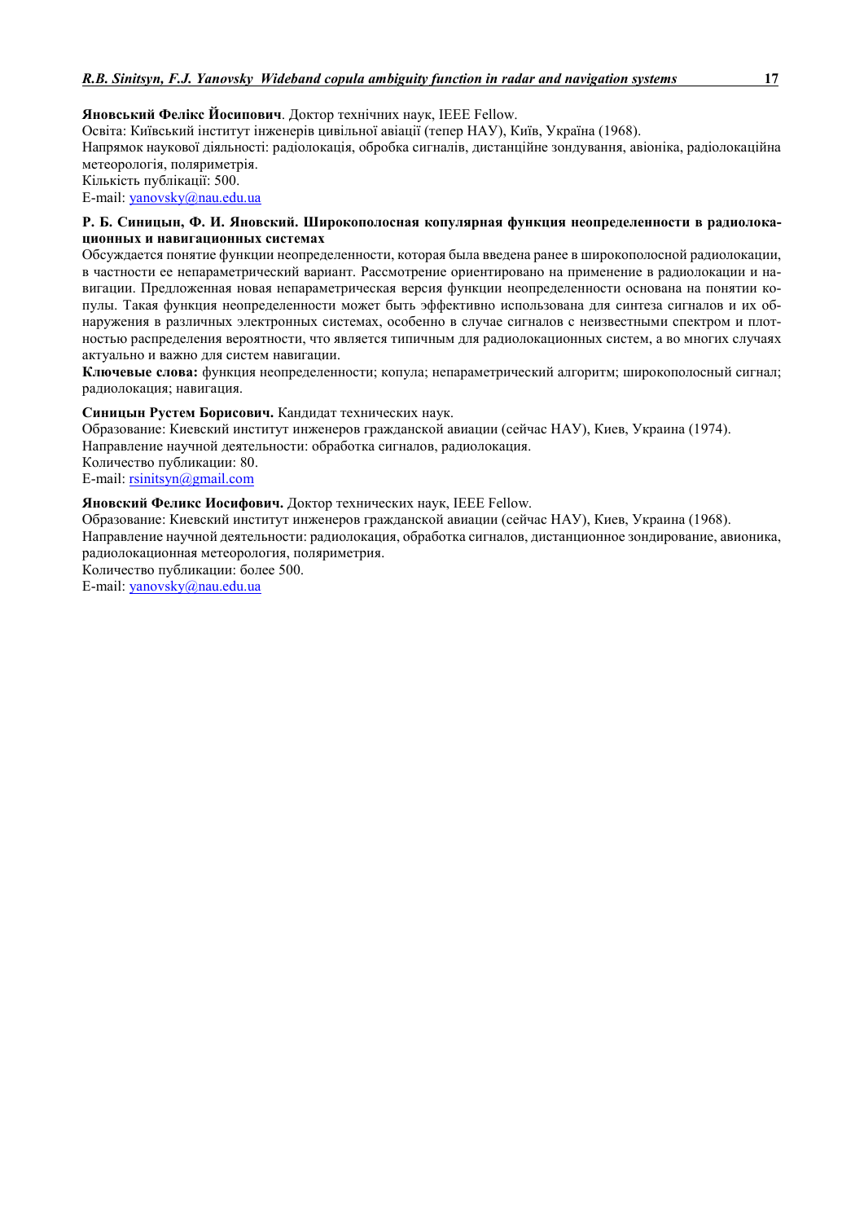**Яновський Фелікс Йосипович**. Доктор технічних наук, IEEE Fellow.

Освіта: Київський інститут інженерів цивільної авіації (тепер НАУ), Київ, Україна (1968).

Напрямок наукової діяльності: радіолокація, обробка сигналів, дистанційне зондування, авіоніка, радіолокаційна метеорологія, поляриметрія.

Кількість публікації: 500.

E-mail: yanovsky@nau.edu.ua

**Р. Б. Синицын, Ф. И. Яновский. Широкополосная копулярная функция неопределенности в радиолокационных и навигационных системах**

Обсуждается понятие функции неопределенности, которая была введена ранее в широкополосной радиолокации, в частности ее непараметрический вариант. Рассмотрение ориентировано на применение в радиолокации и навигации. Предложенная новая непараметрическая версия функции неопределенности основана на понятии копулы. Такая функция неопределенности может быть эффективно использована для синтеза сигналов и их обнаружения в различных электронных системах, особенно в случае сигналов с неизвестными спектром и плотностью распределения вероятности, что является типичным для радиолокационных систем, а во многих случаях актуально и важно для систем навигации.

**Ключевые слова:** функция неопределенности; копула; непараметрический алгоритм; широкополосный сигнал; радиолокация; навигация.

**Синицын Рустем Борисович.** Кандидат технических наук.

Образование: Киевский институт инженеров гражданской авиации (сейчас НАУ), Киев, Украина (1974).

Направление научной деятельности: обработка сигналов, радиолокация.

Количество публикации: 80.

E-mail: rsinitsyn@gmail.com

**Яновский Феликс Иосифович.** Доктор технических наук, IEEE Fellow.

Образование: Киевский институт инженеров гражданской авиации (сейчас НАУ), Киев, Украина (1968).

Направление научной деятельности: радиолокация, обработка сигналов, дистанционное зондирование, авионика, радиолокационная метеорология, поляриметрия.

Количество публикации: более 500.

E-mail: yanovsky@nau.edu.ua